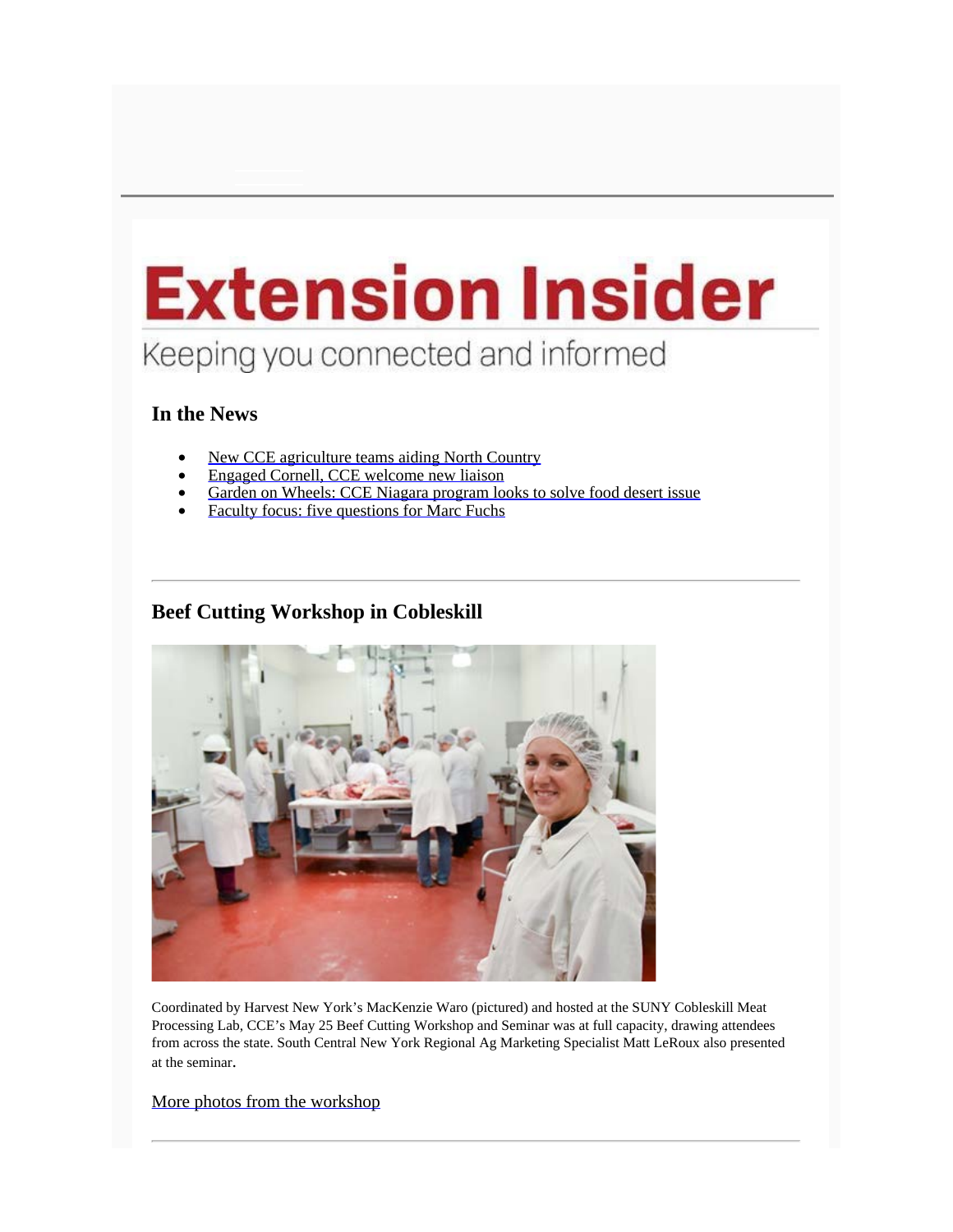# Extension Insider

Keeping you connected and informed

## In the News

- New CCE agriculture teams aiding North Country
- Engaged Cornell, CCE welcome new liaison
- Garden on Wheels: CCE Niagara program looks to solve food desert issue
- Faculty focus: five questions for Marc Fuchs

---

## Beef Cutting Workshop in Cobleskill

Coordinated by Harvest New York's MacKenzie Waro (pictured) and hosted at the SUNY Cobleskill Meat Processing Lab, CCE's May 25 Beef Cutting Workshop and Seminar was at full capacity, drawing attendees from across the state. South Central New York Regional Ag Marketing Specialist Matt LeRoux also presented at the seminar.

More photos from the workshop

---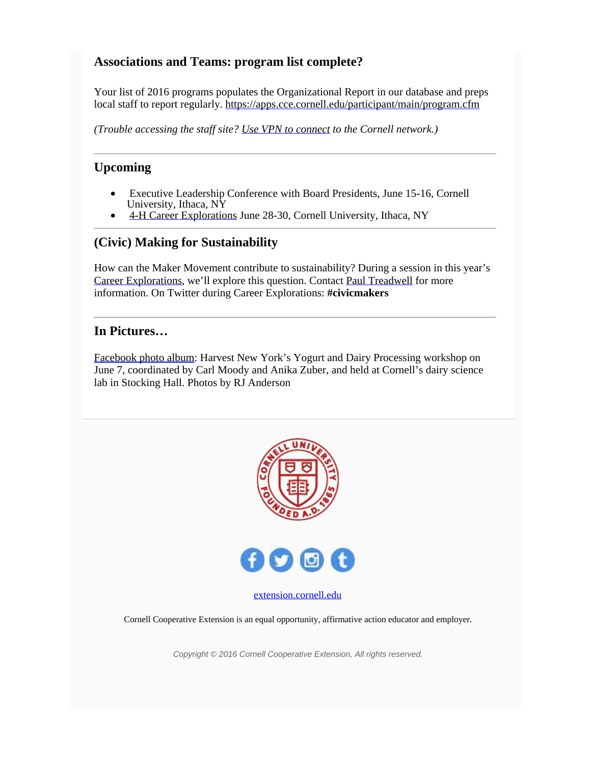## Associations and Teams: program list complete?

Your list of 2016 programs populates the Organizational Report in our database and preps local staff to report regularly. https://apps.cce.cornell.edu/participant/main/program.cfm

*(Trouble accessing the staff site? Use VPN to connect to the Cornell network.)*

---

## Upcoming

- Executive Leadership Conference with Board Presidents, June 15-16, Cornell University, Ithaca, NY
- 4-H Career Explorations June 28-30, Cornell University, Ithaca, NY

---

## (Civic) Making for Sustainability

How can the Maker Movement contribute to sustainability? During a session in this year's Career Explorations, we'll explore this question. Contact Paul Treadwell for more information. On Twitter during Career Explorations: **#civicmakers**

---

## In Pictures…

Facebook photo album: Harvest New York's Yogurt and Dairy Processing workshop on June 7, coordinated by Carl Moody and Anika Zuber, and held at Cornell's dairy science lab in Stocking Hall. Photos by RJ Anderson

extension.cornell.edu

Cornell Cooperative Extension is an equal opportunity, affirmative action educator and employer.

*Copyright © 2016 Cornell Cooperative Extension, All rights reserved.*